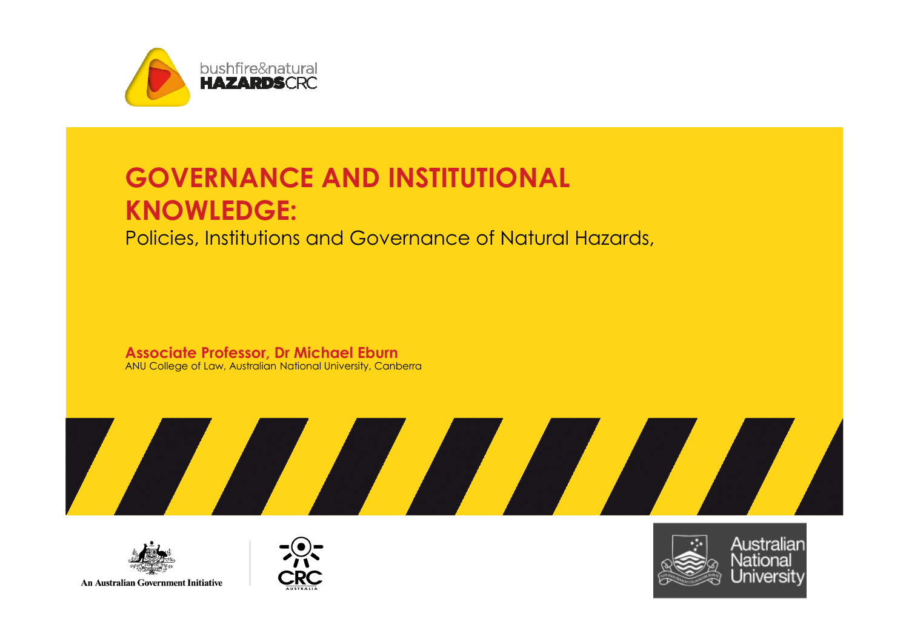# GOVERNANCE AND INSTITUTIONAL KNOWLEDGE:

Policies, Institutions and Governance of Natural Hazards,

**Associate Professor, Dr Michael Eburn**

ANU College of Law, Australian National University, Canberra

An Australian Government Initiative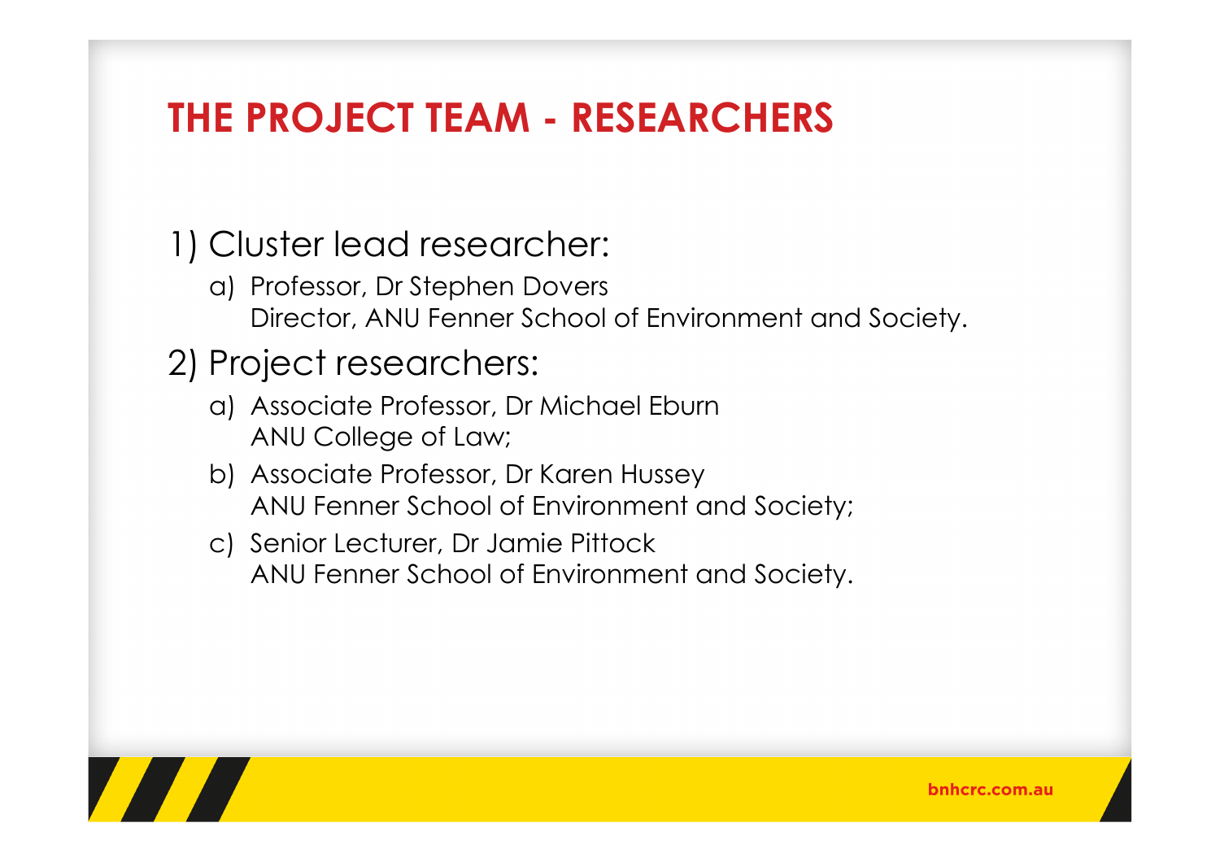# THE PROJECT TEAM - RESEARCHERS

1) Cluster lead researcher:
   a) Professor, Dr Stephen Dovers
      Director, ANU Fenner School of Environment and Society.

2) Project researchers:
   a) Associate Professor, Dr Michael Eburn
      ANU College of Law;
   b) Associate Professor, Dr Karen Hussey
      ANU Fenner School of Environment and Society;
   c) Senior Lecturer, Dr Jamie Pittock
      ANU Fenner School of Environment and Society.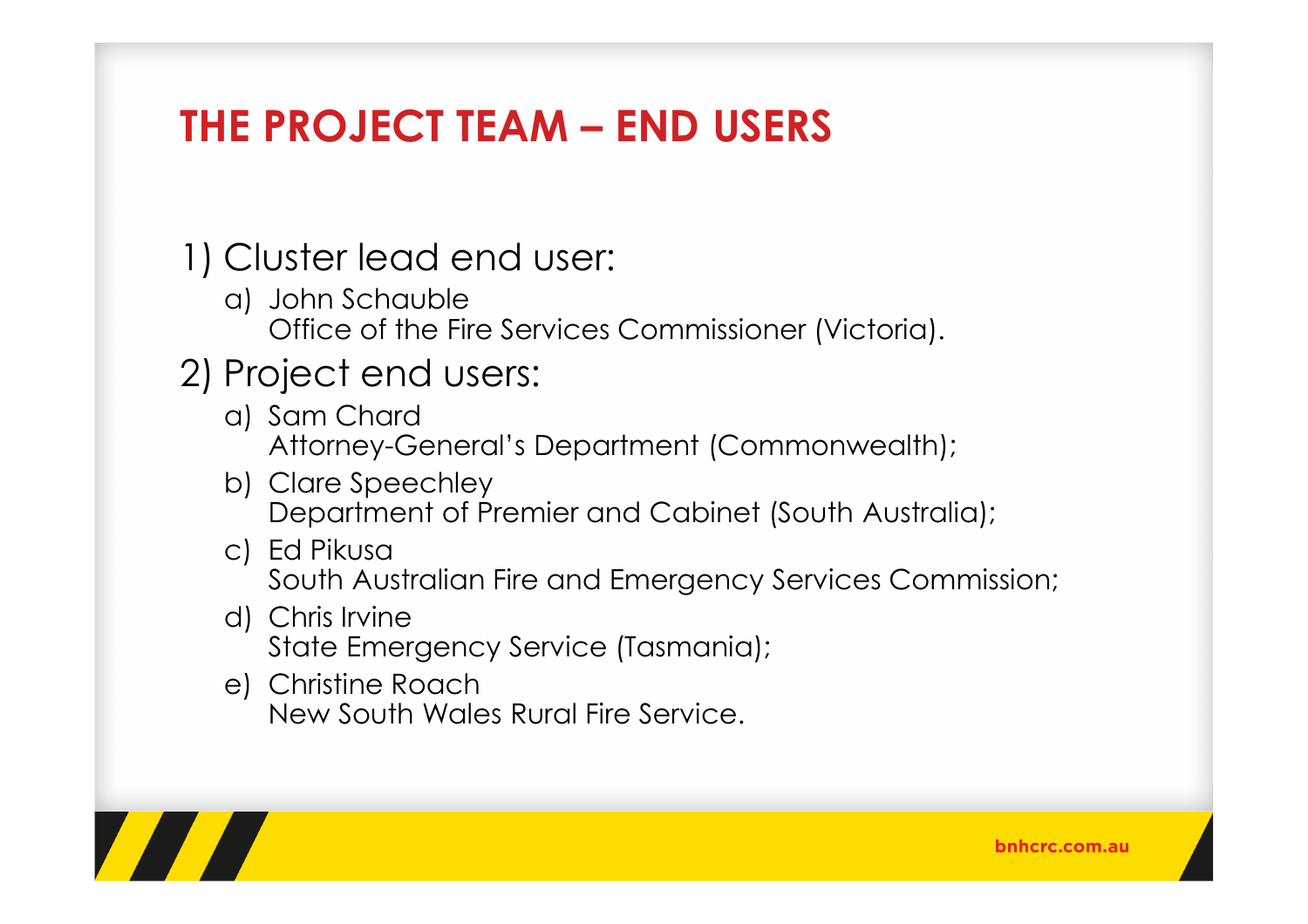# THE PROJECT TEAM – END USERS

1) Cluster lead end user:
   a) John Schauble
      Office of the Fire Services Commissioner (Victoria).

2) Project end users:
   a) Sam Chard
      Attorney-General's Department (Commonwealth);
   b) Clare Speechley
      Department of Premier and Cabinet (South Australia);
   c) Ed Pikusa
      South Australian Fire and Emergency Services Commission;
   d) Chris Irvine
      State Emergency Service (Tasmania);
   e) Christine Roach
      New South Wales Rural Fire Service.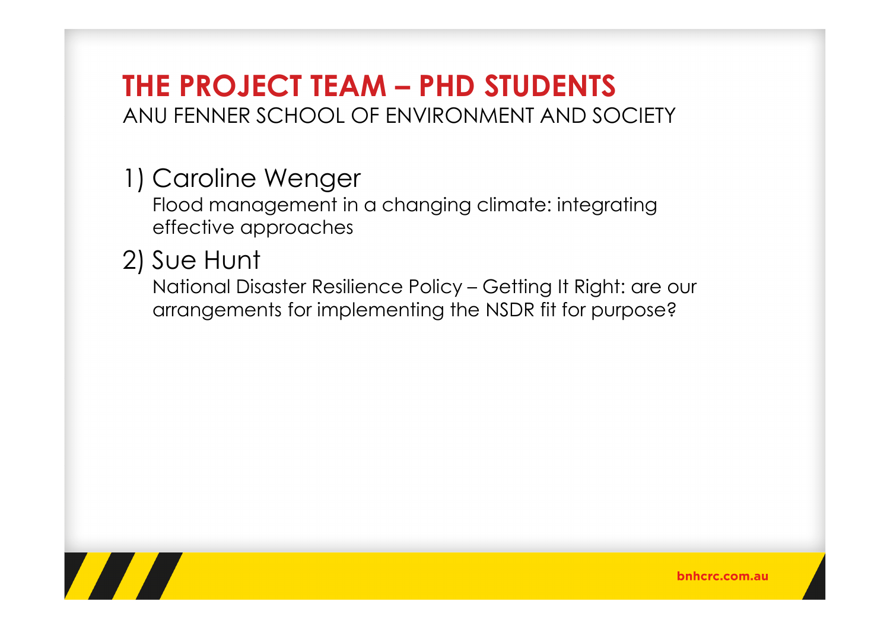# THE PROJECT TEAM – PHD STUDENTS

ANU FENNER SCHOOL OF ENVIRONMENT AND SOCIETY

1) Caroline Wenger
   Flood management in a changing climate: integrating effective approaches

2) Sue Hunt
   National Disaster Resilience Policy – Getting It Right: are our arrangements for implementing the NSDR fit for purpose?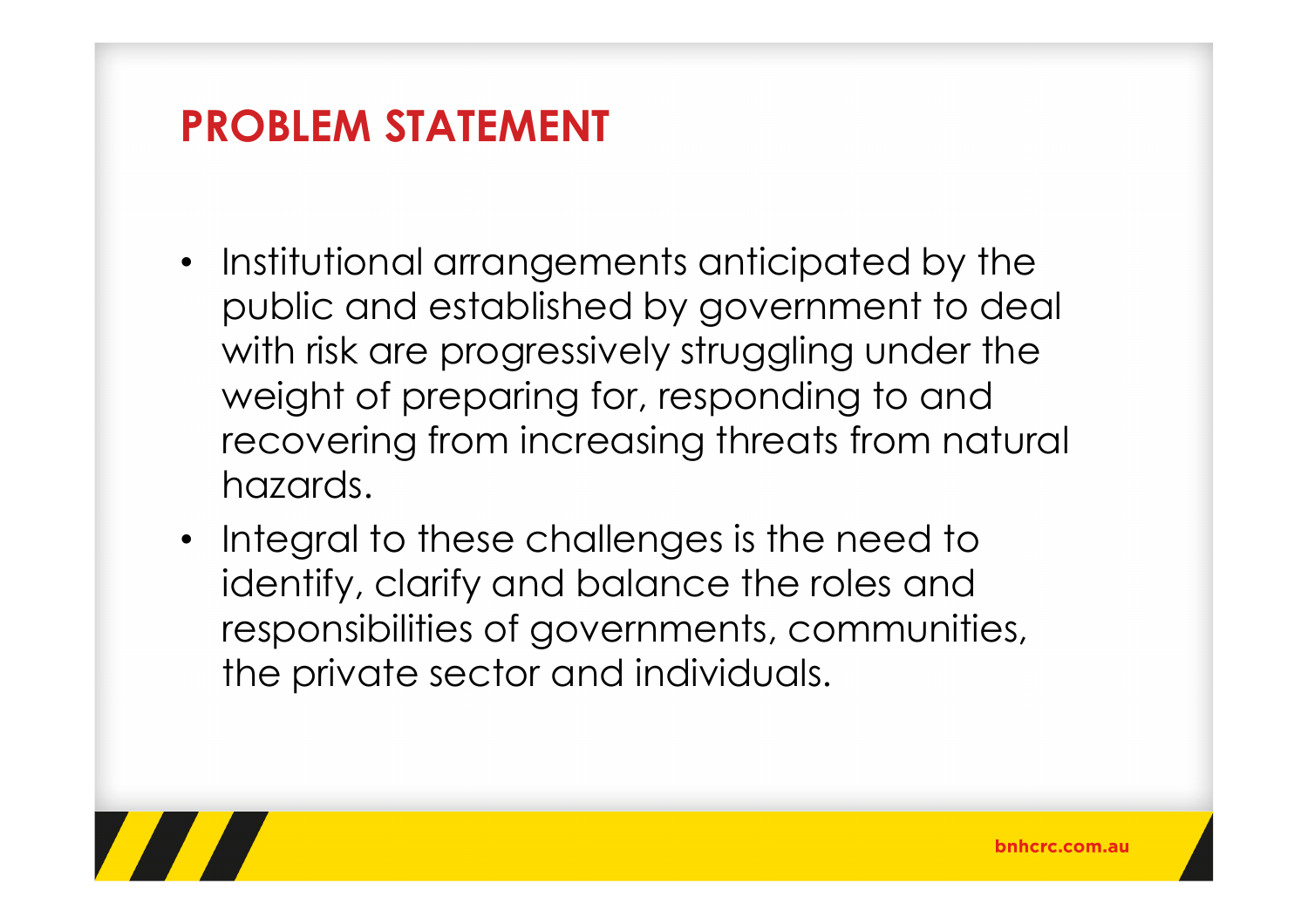# PROBLEM STATEMENT

- Institutional arrangements anticipated by the public and established by government to deal with risk are progressively struggling under the weight of preparing for, responding to and recovering from increasing threats from natural hazards.
- Integral to these challenges is the need to identify, clarify and balance the roles and responsibilities of governments, communities, the private sector and individuals.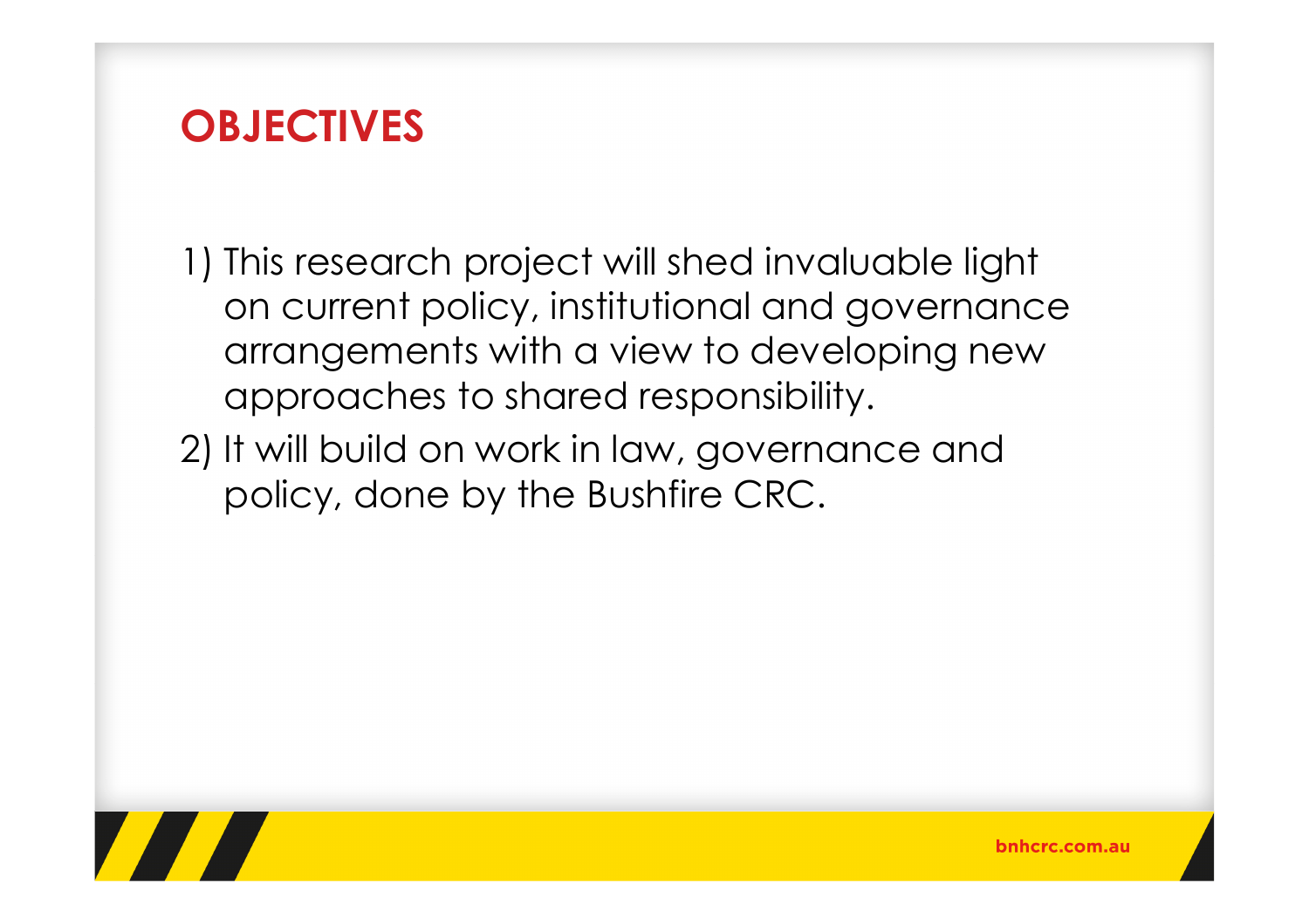# OBJECTIVES

1) This research project will shed invaluable light on current policy, institutional and governance arrangements with a view to developing new approaches to shared responsibility.
2) It will build on work in law, governance and policy, done by the Bushfire CRC.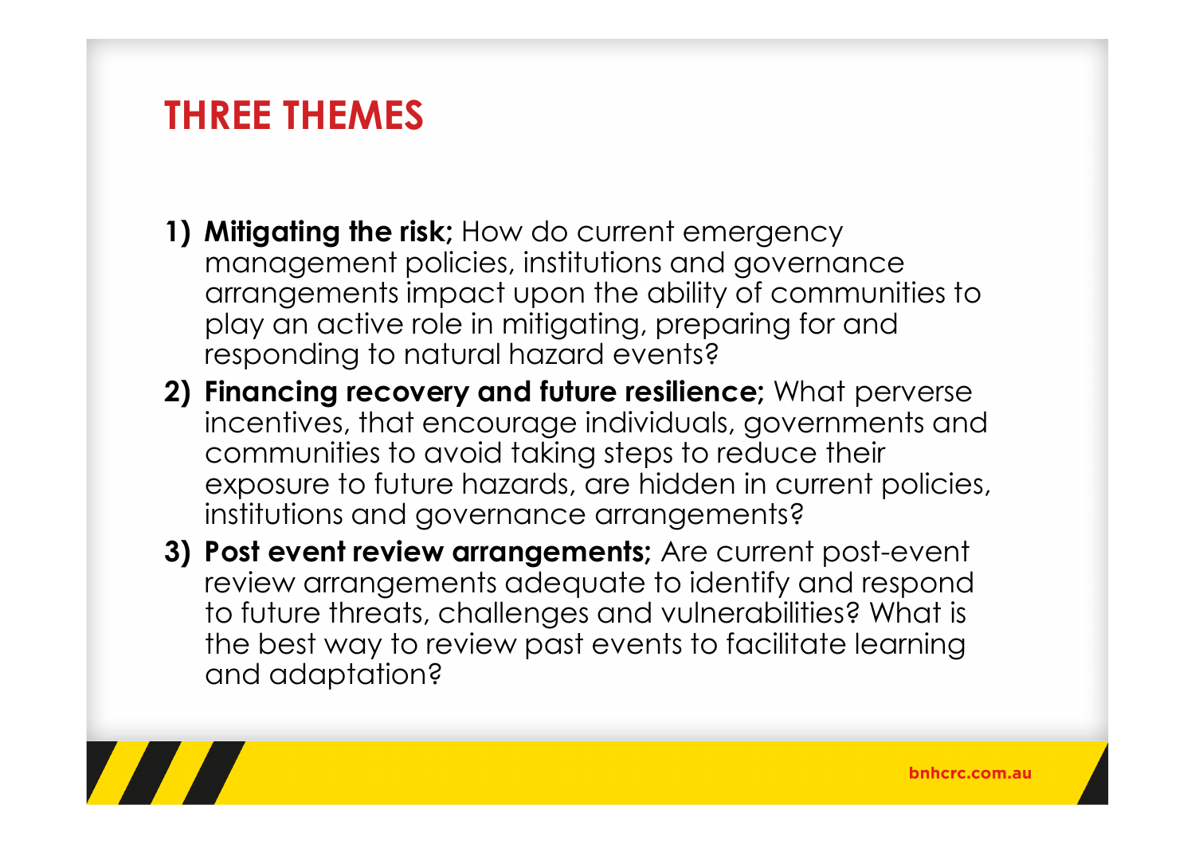# THREE THEMES

1) **Mitigating the risk;** How do current emergency management policies, institutions and governance arrangements impact upon the ability of communities to play an active role in mitigating, preparing for and responding to natural hazard events?
2) **Financing recovery and future resilience;** What perverse incentives, that encourage individuals, governments and communities to avoid taking steps to reduce their exposure to future hazards, are hidden in current policies, institutions and governance arrangements?
3) **Post event review arrangements;** Are current post-event review arrangements adequate to identify and respond to future threats, challenges and vulnerabilities? What is the best way to review past events to facilitate learning and adaptation?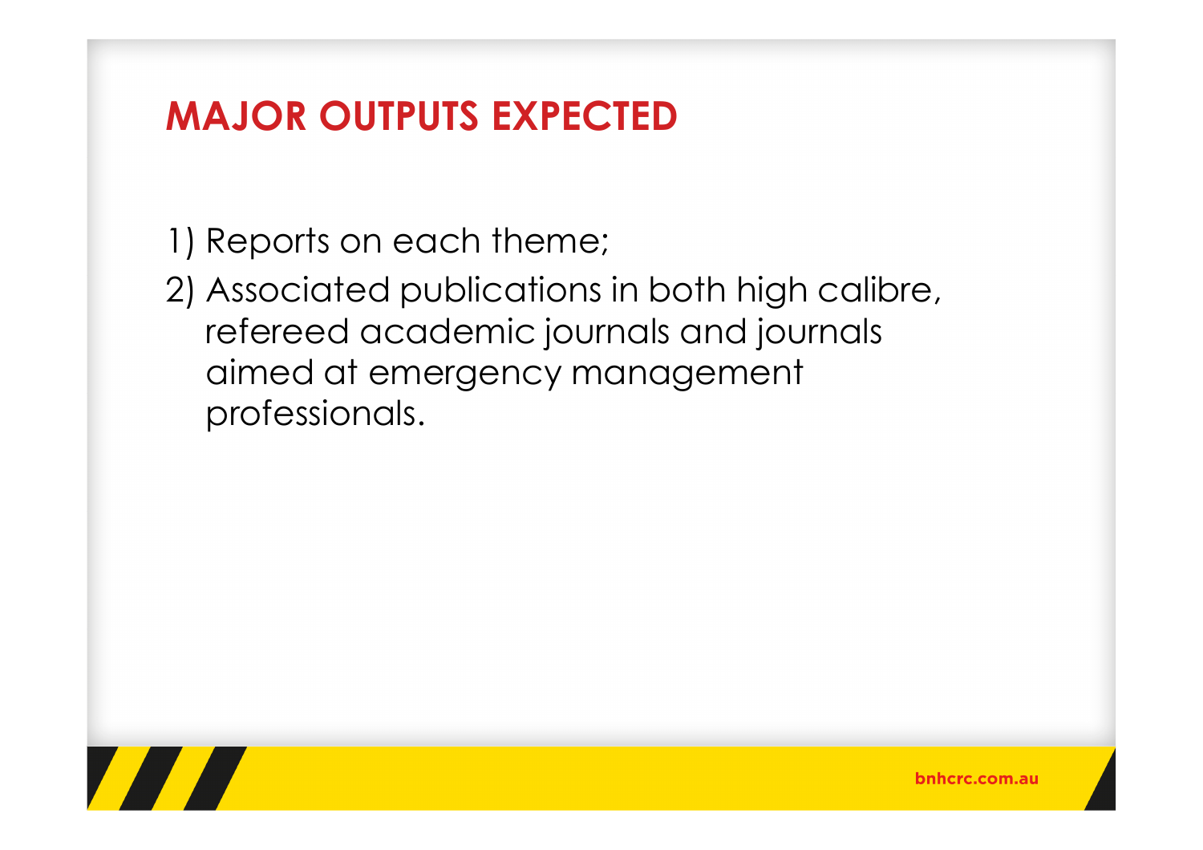# MAJOR OUTPUTS EXPECTED

1) Reports on each theme;
2) Associated publications in both high calibre, refereed academic journals and journals aimed at emergency management professionals.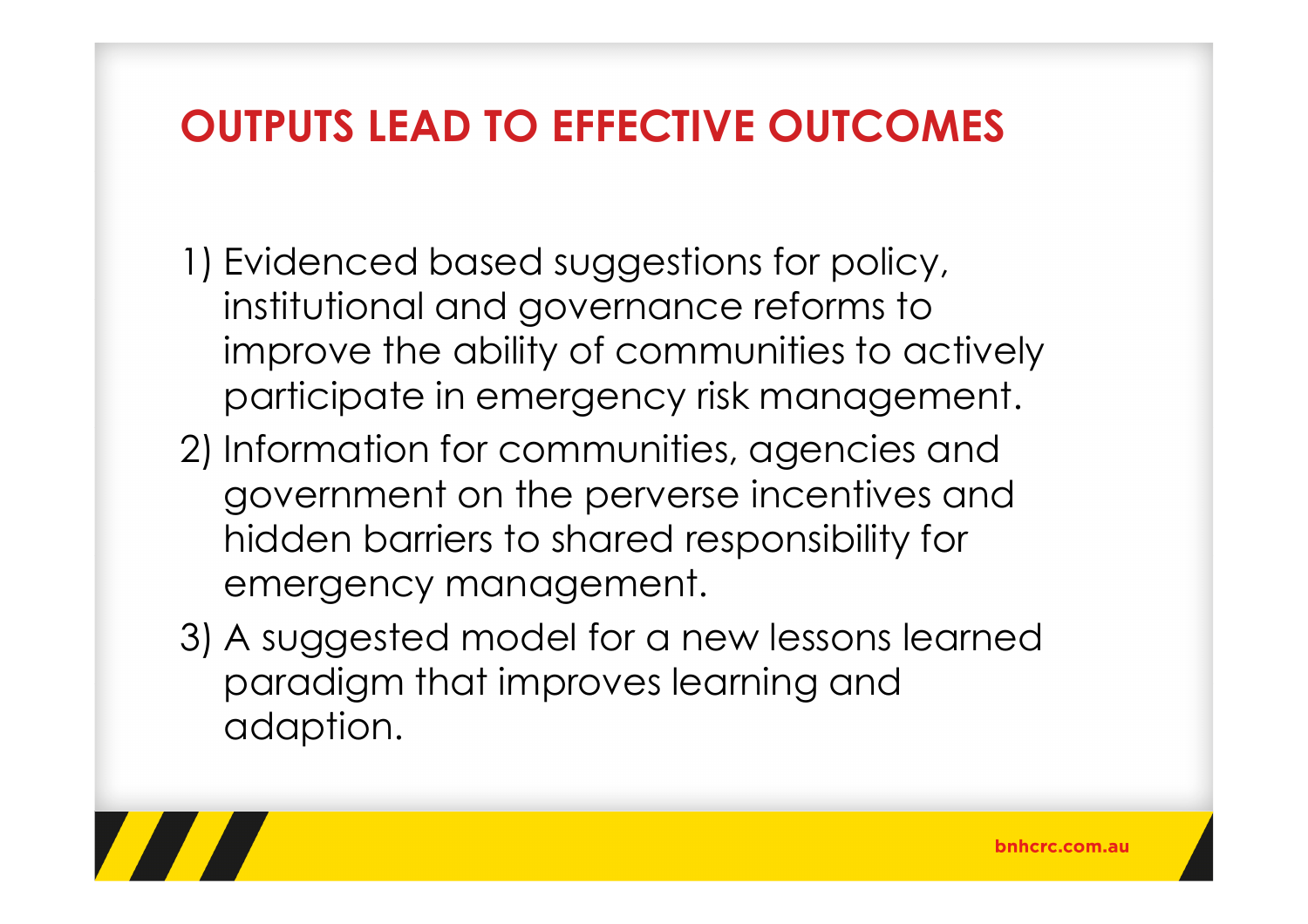# OUTPUTS LEAD TO EFFECTIVE OUTCOMES

1) Evidenced based suggestions for policy, institutional and governance reforms to improve the ability of communities to actively participate in emergency risk management.
2) Information for communities, agencies and government on the perverse incentives and hidden barriers to shared responsibility for emergency management.
3) A suggested model for a new lessons learned paradigm that improves learning and adaption.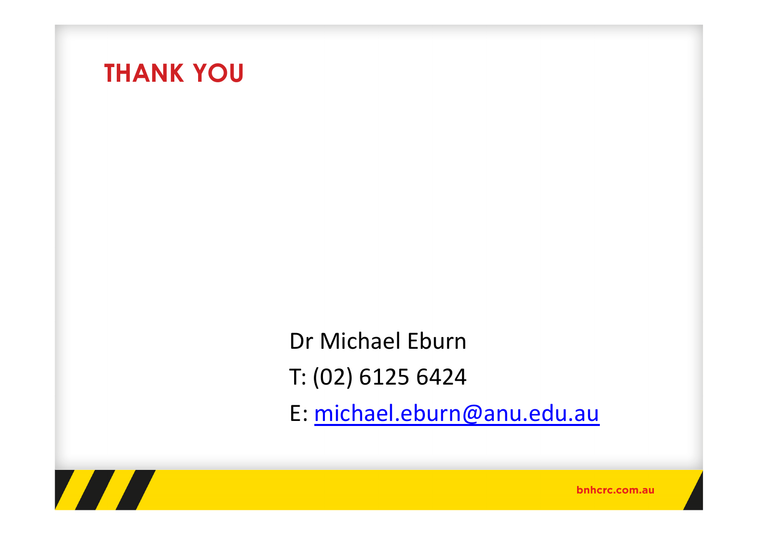# THANK YOU

Dr Michael Eburn

T: (02) 6125 6424

E: michael.eburn@anu.edu.au

bnhcrc.com.au